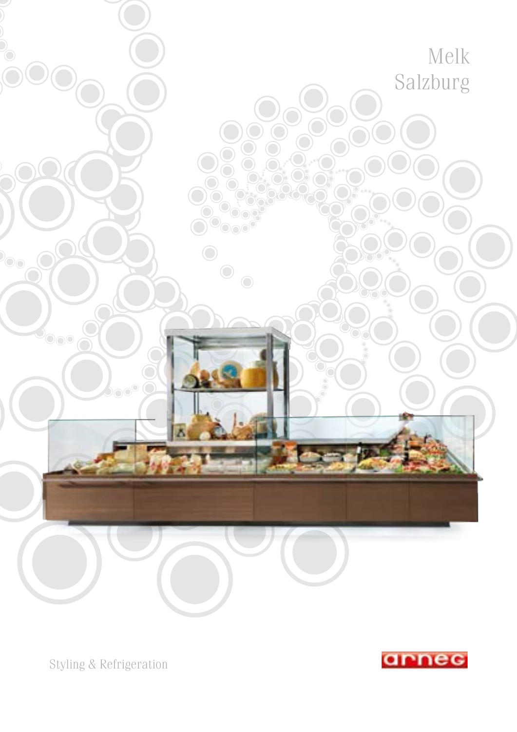# Melk
# Salzburg

Styling & Refrigeration

arneg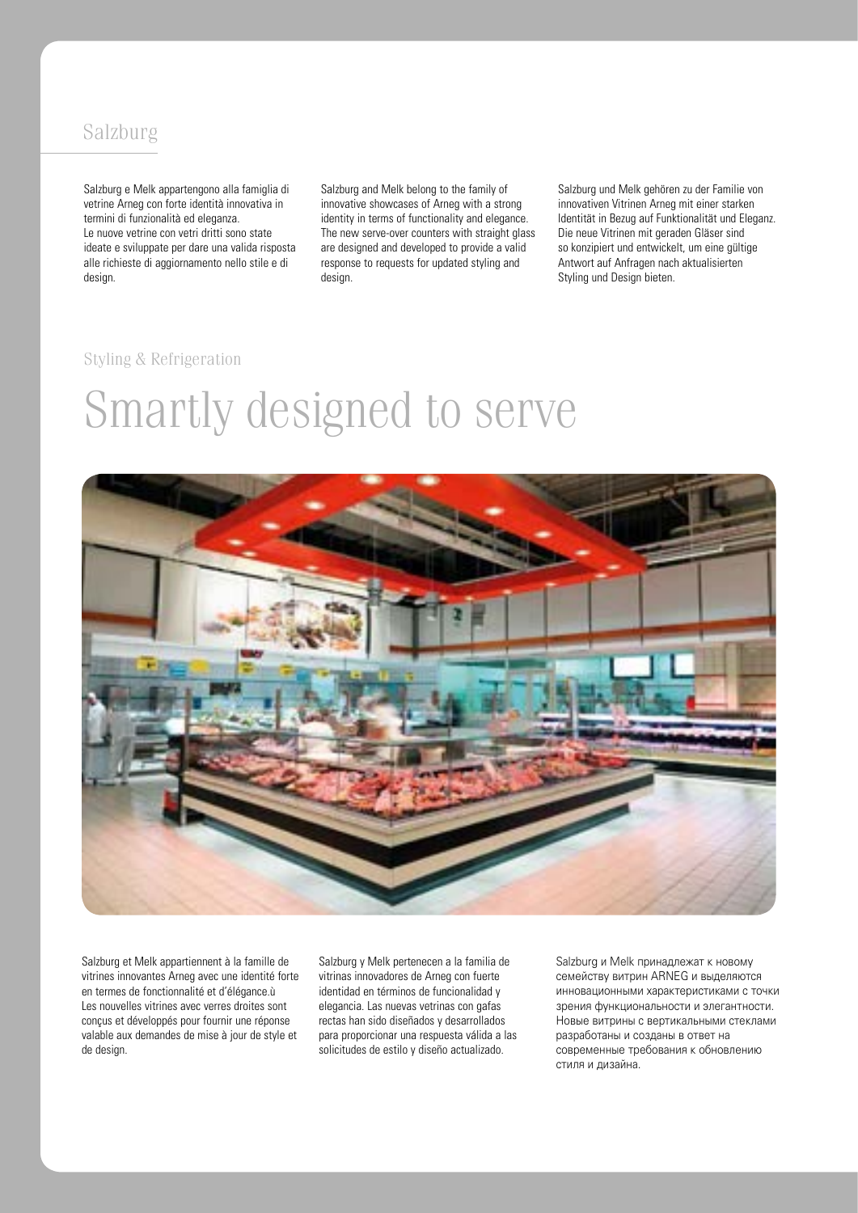## Salzburg

Salzburg e Melk appartengono alla famiglia di vetrine Arneg con forte identità innovativa in termini di funzionalità ed eleganza.
Le nuove vetrine con vetri dritti sono state ideate e sviluppate per dare una valida risposta alle richieste di aggiornamento nello stile e di design.

Salzburg and Melk belong to the family of innovative showcases of Arneg with a strong identity in terms of functionality and elegance. The new serve-over counters with straight glass are designed and developed to provide a valid response to requests for updated styling and design.

Salzburg und Melk gehören zu der Familie von innovativen Vitrinen Arneg mit einer starken Identität in Bezug auf Funktionalität und Eleganz. Die neue Vitrinen mit geraden Gläser sind so konzipiert und entwickelt, um eine gültige Antwort auf Anfragen nach aktualisierten Styling und Design bieten.

Styling & Refrigeration

# Smartly designed to serve

Salzburg et Melk appartiennent à la famille de vitrines innovantes Arneg avec une identité forte en termes de fonctionnalité et d'élégance.ù
Les nouvelles vitrines avec verres droites sont conçus et développés pour fournir une réponse valable aux demandes de mise à jour de style et de design.

Salzburg y Melk pertenecen a la familia de vitrinas innovadores de Arneg con fuerte identidad en términos de funcionalidad y elegancia. Las nuevas vetrinas con gafas rectas han sido diseñados y desarrollados para proporcionar una respuesta válida a las solicitudes de estilo y diseño actualizado.

Salzburg и Melk принадлежат к новому семейству витрин ARNEG и выделяются инновационными характеристиками с точки зрения функциональности и элегантности. Новые витрины с вертикальными стеклами разработаны и созданы в ответ на современные требования к обновлению стиля и дизайна.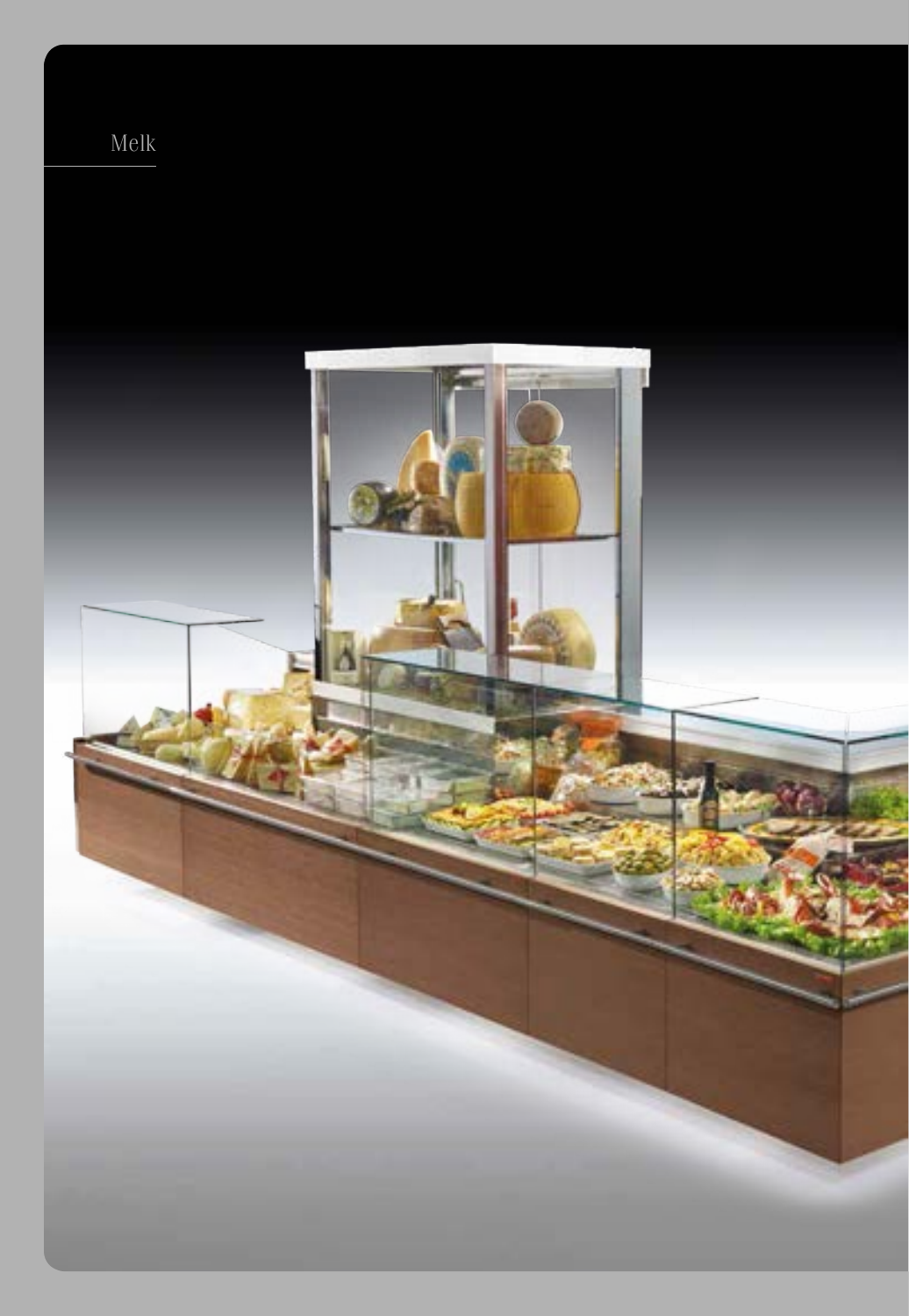Melk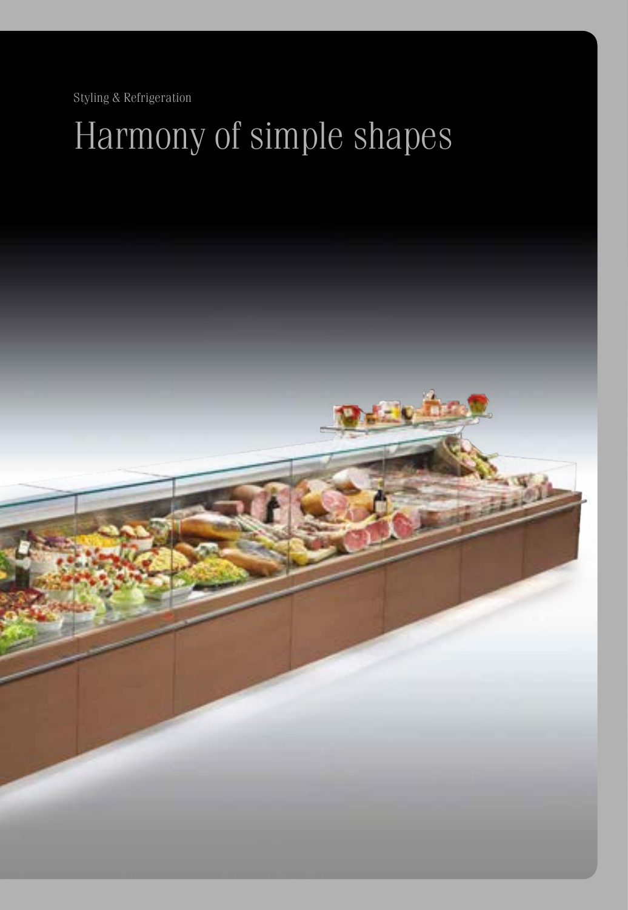Styling & Refrigeration

# Harmony of simple shapes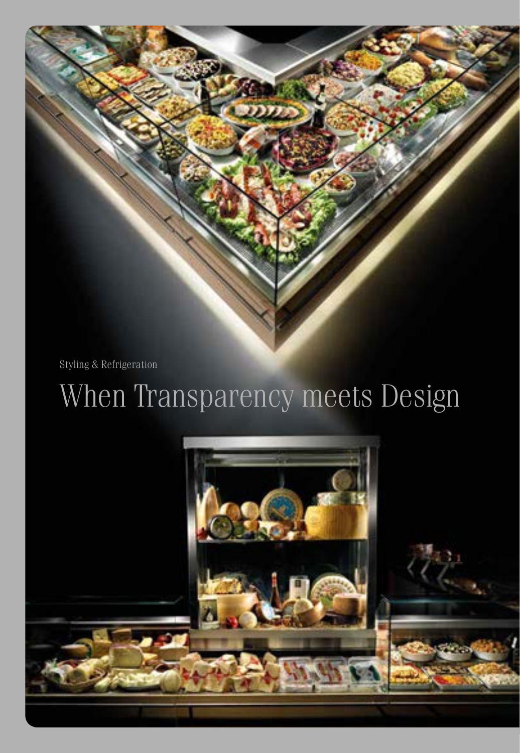Styling & Refrigeration

# When Transparency meets Design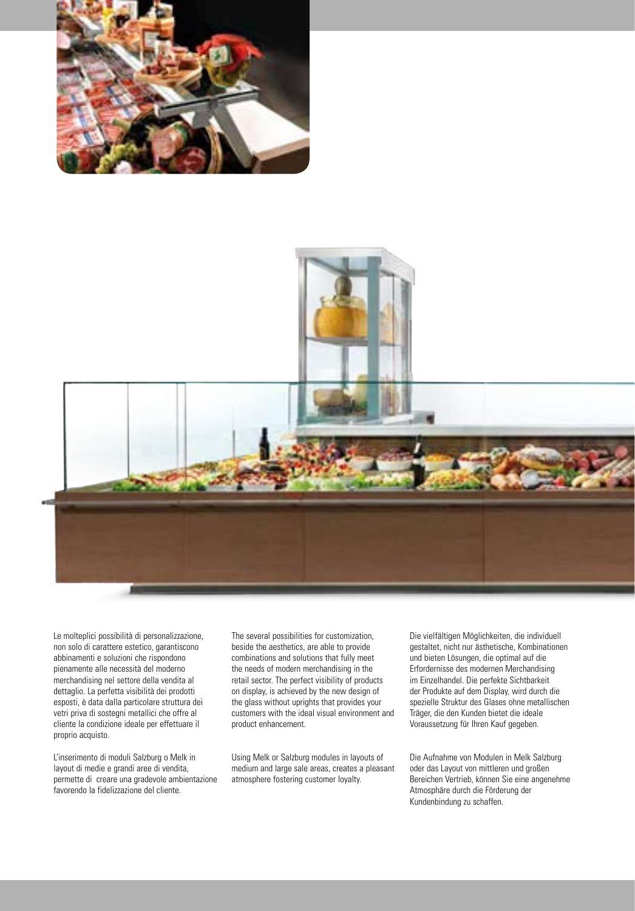Le molteplici possibilità di personalizzazione, non solo di carattere estetico, garantiscono abbinamenti e soluzioni che rispondono pienamente alle necessità del moderno merchandising nel settore della vendita al dettaglio. La perfetta visibilità dei prodotti esposti, è data dalla particolare struttura dei vetri priva di sostegni metallici che offre al cliente la condizione ideale per effettuare il proprio acquisto.

L'inserimento di moduli Salzburg o Melk in layout di medie e grandi aree di vendita, permette di creare una gradevole ambientazione favorendo la fidelizzazione del cliente.

The several possibilities for customization, beside the aesthetics, are able to provide combinations and solutions that fully meet the needs of modern merchandising in the retail sector. The perfect visibility of products on display, is achieved by the new design of the glass without uprights that provides your customers with the ideal visual environment and product enhancement.

Using Melk or Salzburg modules in layouts of medium and large sale areas, creates a pleasant atmosphere fostering customer loyalty.

Die vielfältigen Möglichkeiten, die individuell gestaltet, nicht nur ästhetische, Kombinationen und bieten Lösungen, die optimal auf die Erfordernisse des modernen Merchandising im Einzelhandel. Die perfekte Sichtbarkeit der Produkte auf dem Display, wird durch die spezielle Struktur des Glases ohne metallischen Träger, die den Kunden bietet die ideale Voraussetzung für Ihren Kauf gegeben.

Die Aufnahme von Modulen in Melk Salzburg oder das Layout von mittleren und großen Bereichen Vertrieb, können Sie eine angenehme Atmosphäre durch die Förderung der Kundenbindung zu schaffen.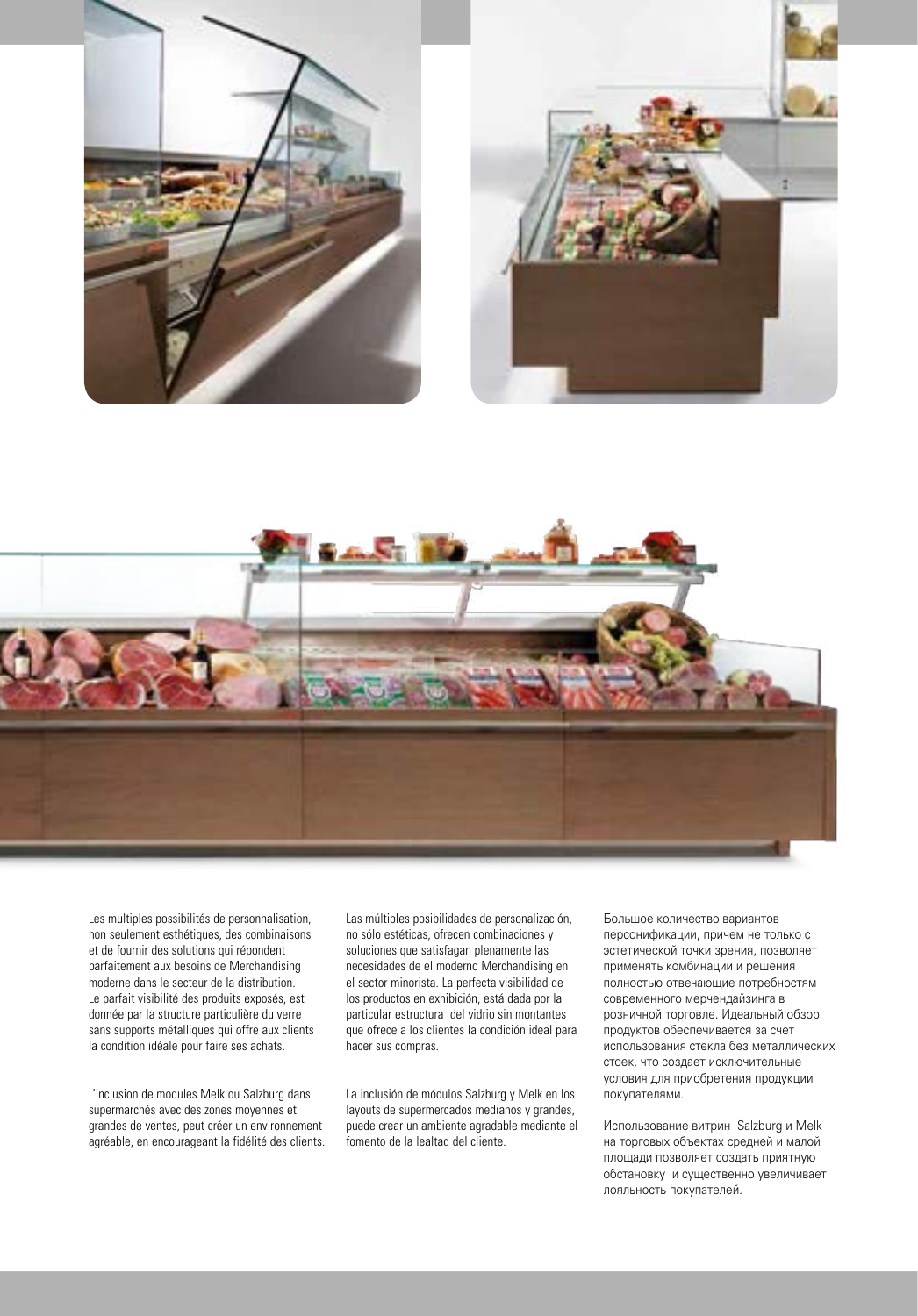Les multiples possibilités de personnalisation, non seulement esthétiques, des combinaisons et de fournir des solutions qui répondent parfaitement aux besoins de Merchandising moderne dans le secteur de la distribution. Le parfait visibilité des produits exposés, est donnée par la structure particulière du verre sans supports métalliques qui offre aux clients la condition idéale pour faire ses achats.

L'inclusion de modules Melk ou Salzburg dans supermarchés avec des zones moyennes et grandes de ventes, peut créer un environnement agréable, en encourageant la fidélité des clients.

Las múltiples posibilidades de personalización, no sólo estéticas, ofrecen combinaciones y soluciones que satisfagan plenamente las necesidades de el moderno Merchandising en el sector minorista. La perfecta visibilidad de los productos en exhibición, está dada por la particular estructura del vidrio sin montantes que ofrece a los clientes la condición ideal para hacer sus compras.

La inclusión de módulos Salzburg y Melk en los layouts de supermercados medianos y grandes, puede crear un ambiente agradable mediante el fomento de la lealtad del cliente.

Большое количество вариантов персонификации, причем не только с эстетической точки зрения, позволяет применять комбинации и решения полностью отвечающие потребностям современного мерчендайзинга в розничной торговле. Идеальный обзор продуктов обеспечивается за счет использования стекла без металлических стоек, что создает исключительные условия для приобретения продукции покупателями.

Использование витрин Salzburg и Melk на торговых объектах средней и малой площади позволяет создать приятную обстановку и существенно увеличивает лояльность покупателей.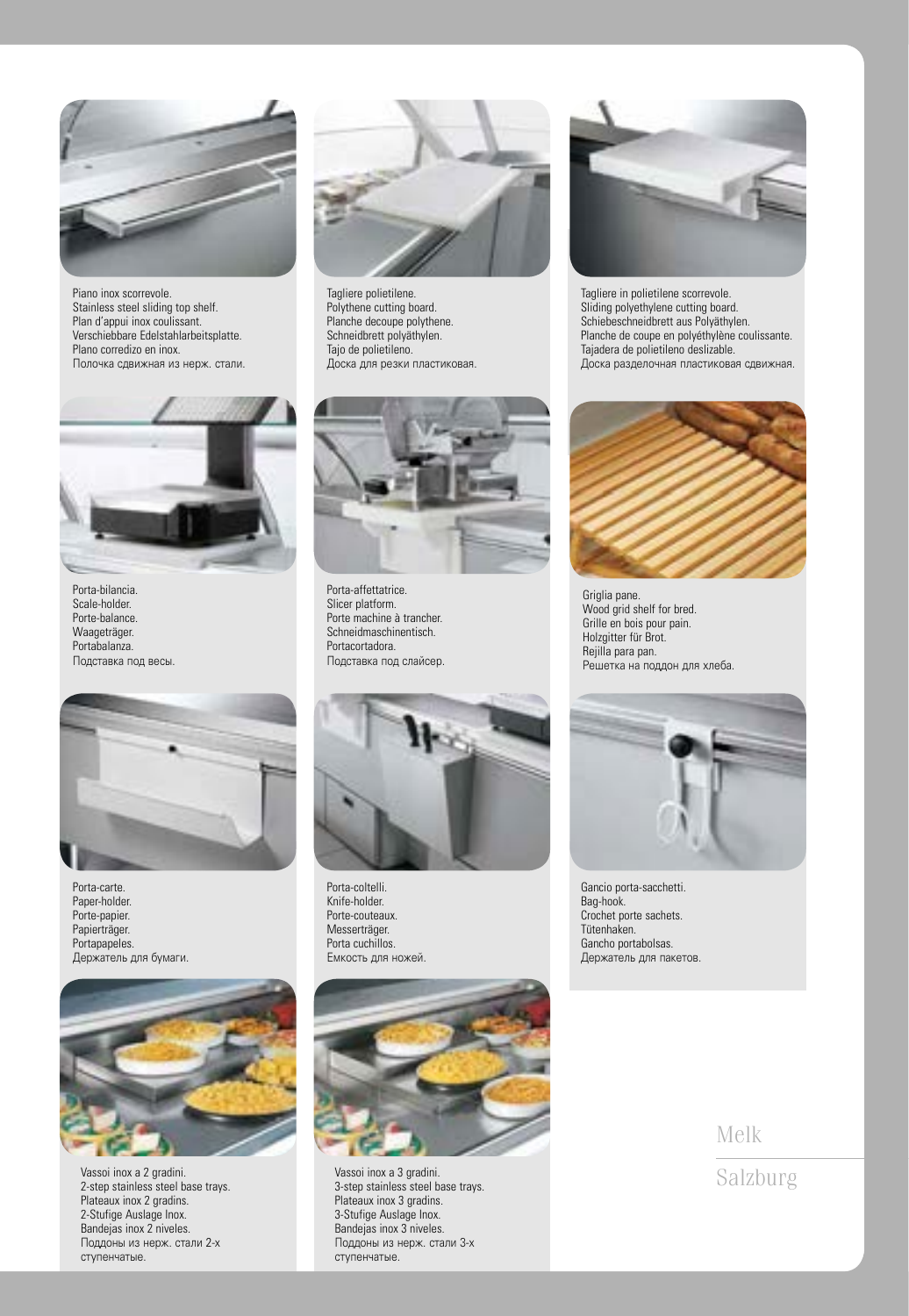Piano inox scorrevole.
Stainless steel sliding top shelf.
Plan d'appui inox coulissant.
Verschiebbare Edelstahlarbeitsplatte.
Plano corredizo en inox.
Полочка сдвижная из нерж. стали.

Tagliere polietilene.
Polythene cutting board.
Planche decoupe polythene.
Schneidbrett polyäthylen.
Tajo de polietileno.
Доска для резки пластиковая.

Tagliere in polietilene scorrevole.
Sliding polyethylene cutting board.
Schiebeschneidbrett aus Polyäthylen.
Planche de coupe en polyéthylène coulissante.
Tajadera de polietileno deslizable.
Доска разделочная пластиковая сдвижная.

Porta-bilancia.
Scale-holder.
Porte-balance.
Waageträger.
Portabalanza.
Подставка под весы.

Porta-affettatrice.
Slicer platform.
Porte machine à trancher.
Schneidmaschinentisch.
Portacortadora.
Подставка под слайсер.

Griglia pane.
Wood grid shelf for bred.
Grille en bois pour pain.
Holzgitter für Brot.
Rejilla para pan.
Решетка на поддон для хлеба.

Porta-carte.
Paper-holder.
Porte-papier.
Papierträger.
Portapapeles.
Держатель для бумаги.

Porta-coltelli.
Knife-holder.
Porte-couteaux.
Messerträger.
Porta cuchillos.
Емкость для ножей.

Gancio porta-sacchetti.
Bag-hook.
Crochet porte sachets.
Tütenhaken.
Gancho portabolsas.
Держатель для пакетов.

Vassoi inox a 2 gradini.
2-step stainless steel base trays.
Plateaux inox 2 gradins.
2-Stufige Auslage Inox.
Bandejas inox 2 niveles.
Поддоны из нерж. стали 2-х ступенчатые.

Vassoi inox a 3 gradini.
3-step stainless steel base trays.
Plateaux inox 3 gradins.
3-Stufige Auslage Inox.
Bandejas inox 3 niveles.
Поддоны из нерж. стали 3-х ступенчатые.

Melk

Salzburg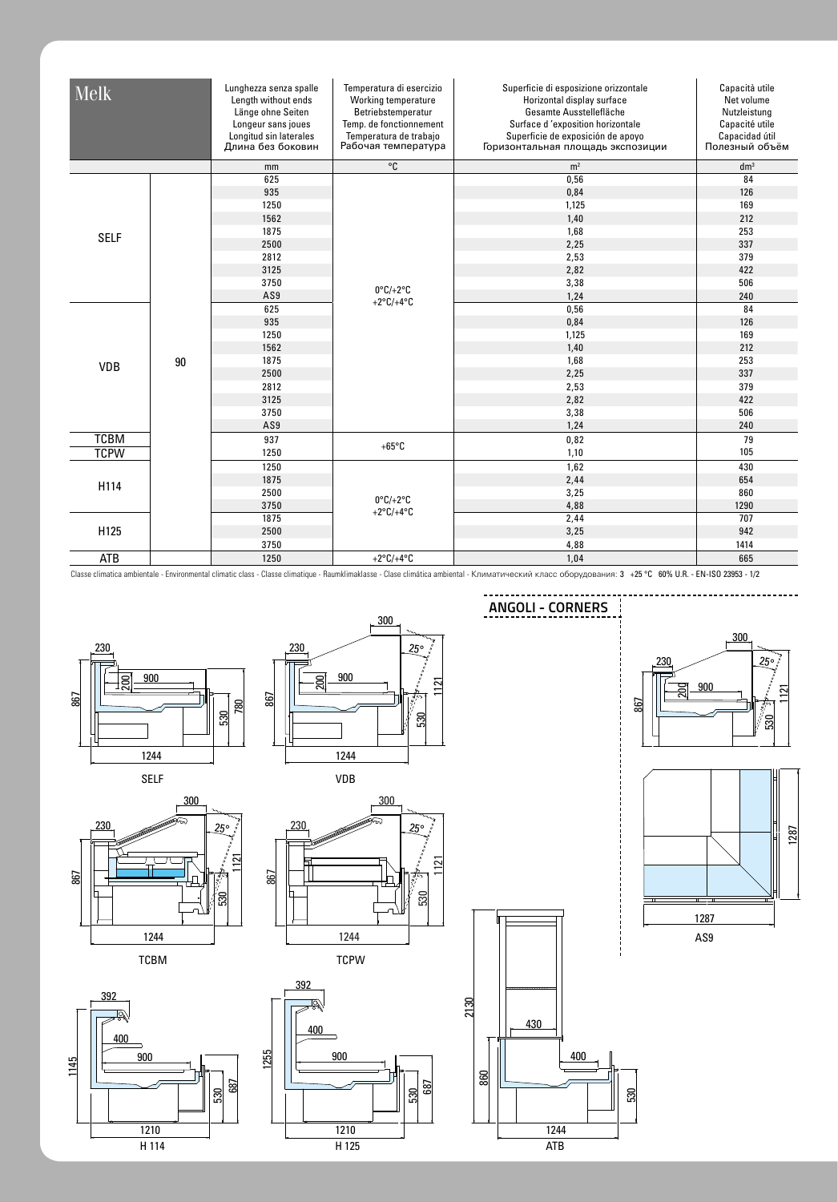| Melk | | Lunghezza senza spalle<br>Length without ends<br>Länge ohne Seiten<br>Longeur sans joues<br>Longitud sin laterales<br>Длина без боковин | Temperatura di esercizio<br>Working temperature<br>Betriebstemperatur<br>Temp. de fonctionnement<br>Temperatura de trabajo<br>Рабочая температура | Superficie di esposizione orizzontale<br>Horizontal display surface<br>Gesamte Ausstellefläche<br>Surface d 'exposition horizontale<br>Superficie de exposición de apoyo<br>Горизонтальная площадь экспозиции | Capacità utile<br>Net volume<br>Nutzleistung<br>Capacité utile<br>Capacidad útil<br>Полезный объём |
|---|---|---|---|---|---|
| | | mm | °C | m² | dm³ |
| SELF | 90 | 625 | 0°C/+2°C<br>+2°C/+4°C | 0,56 | 84 |
| | | 935 | | 0,84 | 126 |
| | | 1250 | | 1,125 | 169 |
| | | 1562 | | 1,40 | 212 |
| | | 1875 | | 1,68 | 253 |
| | | 2500 | | 2,25 | 337 |
| | | 2812 | | 2,53 | 379 |
| | | 3125 | | 2,82 | 422 |
| | | 3750 | | 3,38 | 506 |
| | | AS9 | | 1,24 | 240 |
| VDB | | 625 | | 0,56 | 84 |
| | | 935 | | 0,84 | 126 |
| | | 1250 | | 1,125 | 169 |
| | | 1562 | | 1,40 | 212 |
| | | 1875 | | 1,68 | 253 |
| | | 2500 | | 2,25 | 337 |
| | | 2812 | | 2,53 | 379 |
| | | 3125 | | 2,82 | 422 |
| | | 3750 | | 3,38 | 506 |
| | | AS9 | | 1,24 | 240 |
| TCBM | | 937 | +65°C | 0,82 | 79 |
| TCPW | | 1250 | | 1,10 | 105 |
| H114 | | 1250 | 0°C/+2°C<br>+2°C/+4°C | 1,62 | 430 |
| | | 1875 | | 2,44 | 654 |
| | | 2500 | | 3,25 | 860 |
| | | 3750 | | 4,88 | 1290 |
| H125 | | 1875 | | 2,44 | 707 |
| | | 2500 | | 3,25 | 942 |
| | | 3750 | | 4,88 | 1414 |
| ATB | | 1250 | +2°C/+4°C | 1,04 | 665 |

Classe climatica ambientale - Environmental climatic class - Classe climatique - Raumklimaklasse - Clase climática ambiental - Климатический класс оборудования: 3 +25 °C 60% U.R. - EN-ISO 23953 - 1/2

## ANGOLI - CORNERS

SELF

VDB

TCBM

TCPW

H 114

H 125

ATB

AS9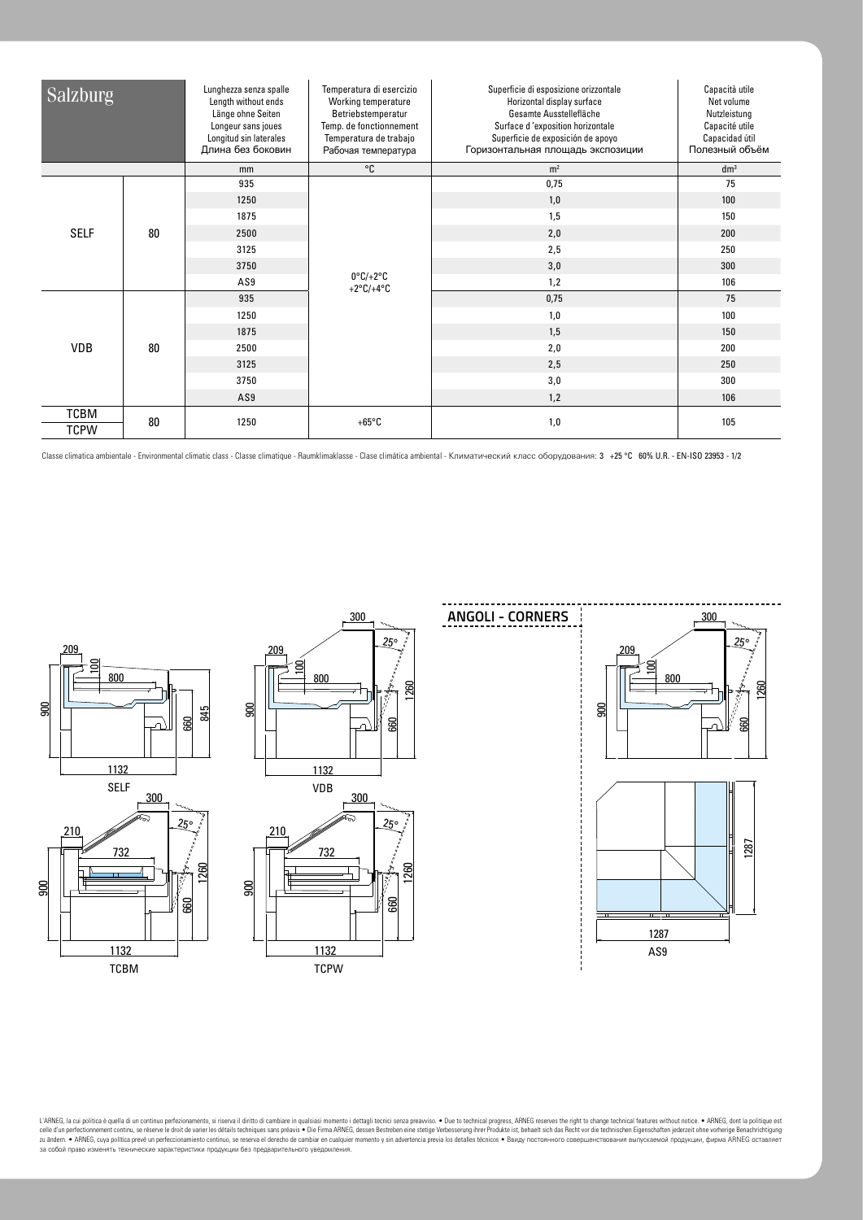| Salzburg | | Lunghezza senza spalle<br>Length without ends<br>Länge ohne Seiten<br>Longeur sans joues<br>Longitud sin laterales<br>Длина без боковин | Temperatura di esercizio<br>Working temperature<br>Betriebstemperatur<br>Temp. de fonctionnement<br>Temperatura de trabajo<br>Рабочая температура | Superficie di esposizione orizzontale<br>Horizontal display surface<br>Gesamte Ausstellefläche<br>Surface d 'exposition horizontale<br>Superficie de exposición de apoyo<br>Горизонтальная площадь экспозиции | Capacità utile<br>Net volume<br>Nutzleistung<br>Capacité utile<br>Capacidad útil<br>Полезный объём |
|---|---|---|---|---|---|
| | | mm | °C | m² | dm³ |
| SELF | 80 | 935 | 0°C/+2°C<br>+2°C/+4°C | 0,75 | 75 |
| | | 1250 | | 1,0 | 100 |
| | | 1875 | | 1,5 | 150 |
| | | 2500 | | 2,0 | 200 |
| | | 3125 | | 2,5 | 250 |
| | | 3750 | | 3,0 | 300 |
| | | AS9 | | 1,2 | 106 |
| VDB | 80 | 935 | | 0,75 | 75 |
| | | 1250 | | 1,0 | 100 |
| | | 1875 | | 1,5 | 150 |
| | | 2500 | | 2,0 | 200 |
| | | 3125 | | 2,5 | 250 |
| | | 3750 | | 3,0 | 300 |
| | | AS9 | | 1,2 | 106 |
| TCBM<br>TCPW | 80 | 1250 | +65°C | 1,0 | 105 |

Classe climatica ambientale - Environmental climatic class - Classe climatique - Raumklimaklasse - Clase climática ambiental - Климатический класс оборудования: 3 +25 °C 60% U.R. - EN-ISO 23953 - 1/2

SELF

VDB

TCBM

TCPW

## ANGOLI - CORNERS

AS9

L'ARNEG, la cui politica è quella di un continuo perfezionamento, si riserva il diritto di cambiare in qualsiasi momento i dettagli tecnici senza preavviso. • Due to technical progress, ARNEG reserves the right to change technical features without notice. • ARNEG, dont la politique est celle d'un perfectionnement continu, se réserve le droit de varier les détails techniques sans préavis • Die Firma ARNEG, dessen Bestreben eine stetige Verbesserung ihrer Produkte ist, behaelt sich das Recht vor die technischen Eigenschaften jederzeit ohne vorherige Benachrichtigung zu ändern. • ARNEG, cuya política prevé un perfeccionamiento continuo, se reserva el derecho de cambiar en cualquier momento y sin advertencia previa los detalles técnicos • Ввиду постоянного совершенствования выпускаемой продукции, фирма ARNEG оставляет за собой право изменять технические характеристики продукции без предварительного уведомления.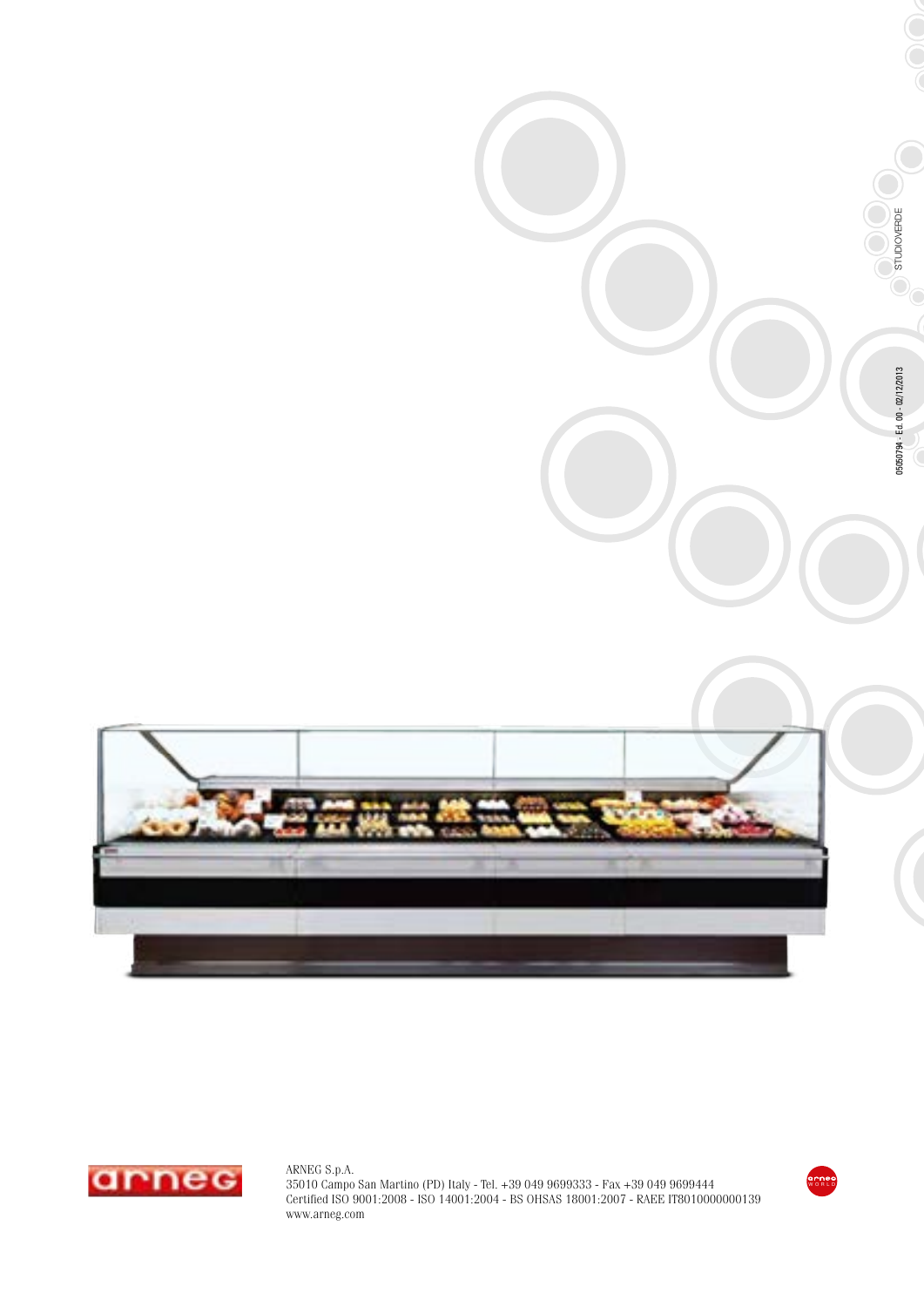STUDIOVERDE

05050794 - Ed. 00 - 02/12/2013

ARNEG S.p.A.
35010 Campo San Martino (PD) Italy - Tel. +39 049 9699333 - Fax +39 049 9699444
Certified ISO 9001:2008 - ISO 14001:2004 - BS OHSAS 18001:2007 - RAEE IT8010000000139
www.arneg.com